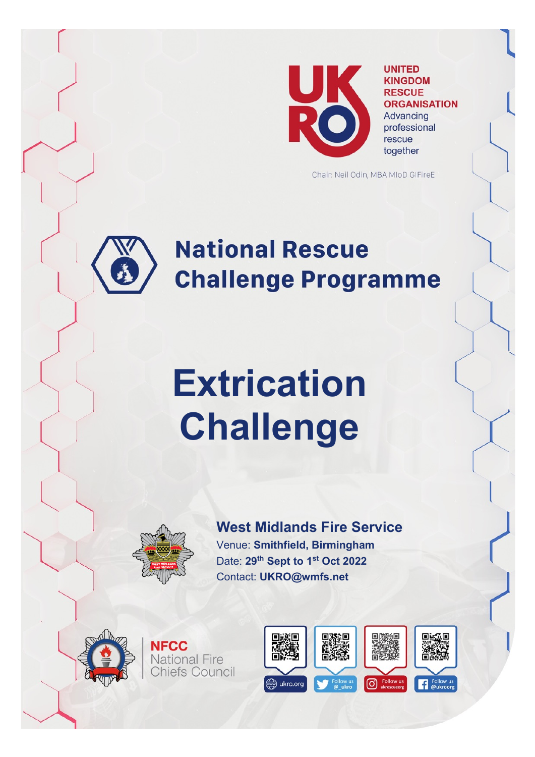UNITED KINGDOM RESCUE ORGANISATION

Advancing professional rescue together

Chair: Neil Odin, MBA MIoD GIFireE

# National Rescue Challenge Programme

# Extrication Challenge

## West Midlands Fire Service

Venue: **Smithfield, Birmingham**

Date: **29th Sept to 1st Oct 2022**

Contact: **UKRO@wmfs.net**

NFCC National Fire Chiefs Council

ukro.org

Follow us @_ukro

Follow us ukrescueorg

Follow us @ukroorg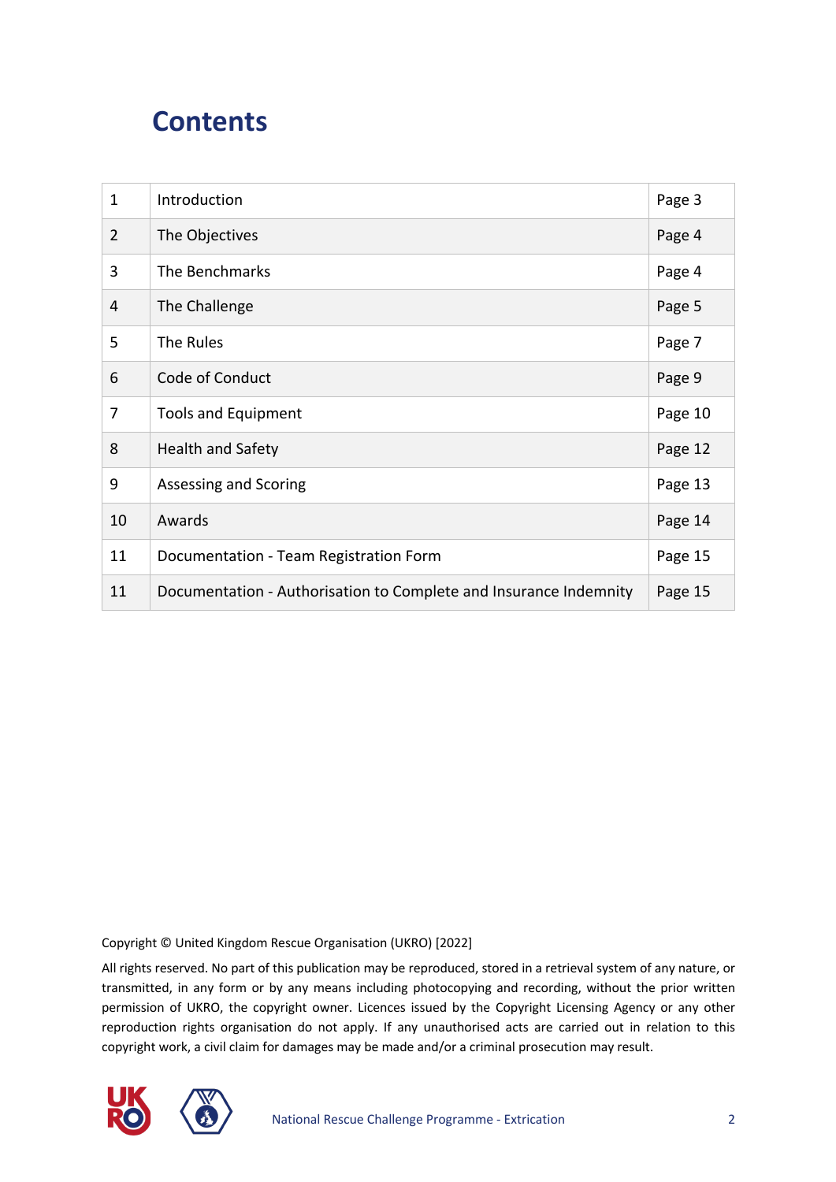# Contents

| | | |
|---|---|---|
| 1 | Introduction | Page 3 |
| 2 | The Objectives | Page 4 |
| 3 | The Benchmarks | Page 4 |
| 4 | The Challenge | Page 5 |
| 5 | The Rules | Page 7 |
| 6 | Code of Conduct | Page 9 |
| 7 | Tools and Equipment | Page 10 |
| 8 | Health and Safety | Page 12 |
| 9 | Assessing and Scoring | Page 13 |
| 10 | Awards | Page 14 |
| 11 | Documentation - Team Registration Form | Page 15 |
| 11 | Documentation - Authorisation to Complete and Insurance Indemnity | Page 15 |

Copyright © United Kingdom Rescue Organisation (UKRO) [2022]

All rights reserved. No part of this publication may be reproduced, stored in a retrieval system of any nature, or transmitted, in any form or by any means including photocopying and recording, without the prior written permission of UKRO, the copyright owner. Licences issued by the Copyright Licensing Agency or any other reproduction rights organisation do not apply. If any unauthorised acts are carried out in relation to this copyright work, a civil claim for damages may be made and/or a criminal prosecution may result.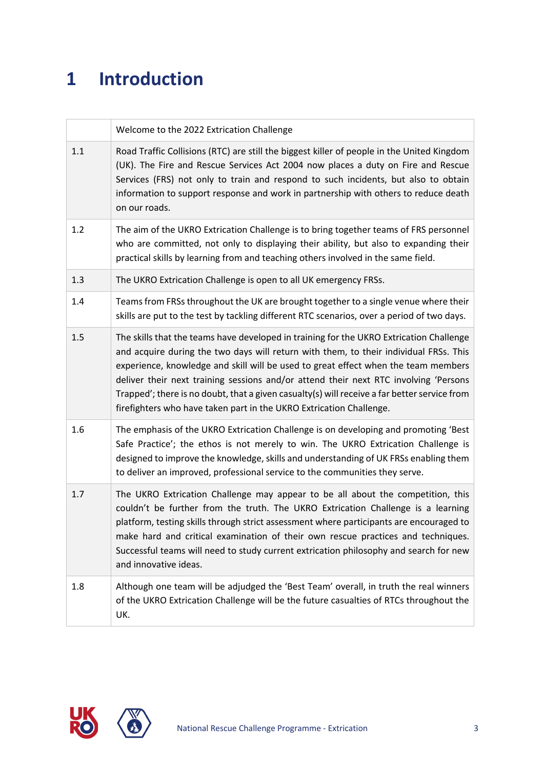# 1 Introduction

| | Welcome to the 2022 Extrication Challenge |
|---|---|
| 1.1 | Road Traffic Collisions (RTC) are still the biggest killer of people in the United Kingdom (UK). The Fire and Rescue Services Act 2004 now places a duty on Fire and Rescue Services (FRS) not only to train and respond to such incidents, but also to obtain information to support response and work in partnership with others to reduce death on our roads. |
| 1.2 | The aim of the UKRO Extrication Challenge is to bring together teams of FRS personnel who are committed, not only to displaying their ability, but also to expanding their practical skills by learning from and teaching others involved in the same field. |
| 1.3 | The UKRO Extrication Challenge is open to all UK emergency FRSs. |
| 1.4 | Teams from FRSs throughout the UK are brought together to a single venue where their skills are put to the test by tackling different RTC scenarios, over a period of two days. |
| 1.5 | The skills that the teams have developed in training for the UKRO Extrication Challenge and acquire during the two days will return with them, to their individual FRSs. This experience, knowledge and skill will be used to great effect when the team members deliver their next training sessions and/or attend their next RTC involving 'Persons Trapped'; there is no doubt, that a given casualty(s) will receive a far better service from firefighters who have taken part in the UKRO Extrication Challenge. |
| 1.6 | The emphasis of the UKRO Extrication Challenge is on developing and promoting 'Best Safe Practice'; the ethos is not merely to win. The UKRO Extrication Challenge is designed to improve the knowledge, skills and understanding of UK FRSs enabling them to deliver an improved, professional service to the communities they serve. |
| 1.7 | The UKRO Extrication Challenge may appear to be all about the competition, this couldn't be further from the truth. The UKRO Extrication Challenge is a learning platform, testing skills through strict assessment where participants are encouraged to make hard and critical examination of their own rescue practices and techniques. Successful teams will need to study current extrication philosophy and search for new and innovative ideas. |
| 1.8 | Although one team will be adjudged the 'Best Team' overall, in truth the real winners of the UKRO Extrication Challenge will be the future casualties of RTCs throughout the UK. |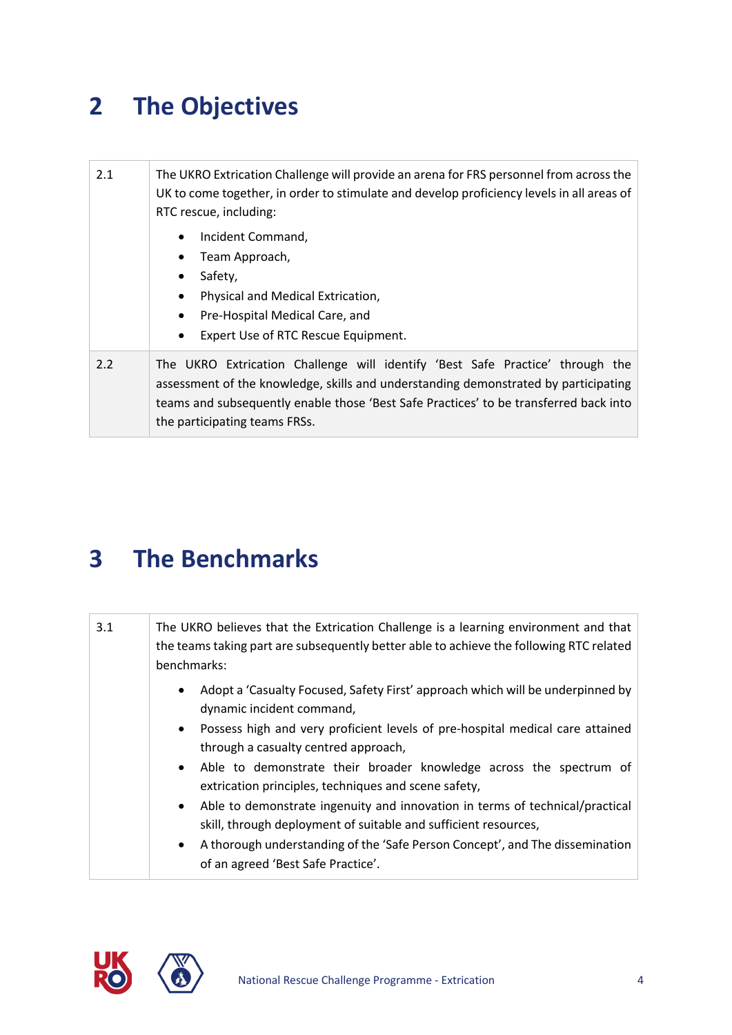# 2 The Objectives

| | |
|---|---|
| 2.1 | The UKRO Extrication Challenge will provide an arena for FRS personnel from across the UK to come together, in order to stimulate and develop proficiency levels in all areas of RTC rescue, including:<br><br>• Incident Command,<br>• Team Approach,<br>• Safety,<br>• Physical and Medical Extrication,<br>• Pre-Hospital Medical Care, and<br>• Expert Use of RTC Rescue Equipment. |
| 2.2 | The UKRO Extrication Challenge will identify 'Best Safe Practice' through the assessment of the knowledge, skills and understanding demonstrated by participating teams and subsequently enable those 'Best Safe Practices' to be transferred back into the participating teams FRSs. |

# 3 The Benchmarks

| | |
|---|---|
| 3.1 | The UKRO believes that the Extrication Challenge is a learning environment and that the teams taking part are subsequently better able to achieve the following RTC related benchmarks:<br><br>• Adopt a 'Casualty Focused, Safety First' approach which will be underpinned by dynamic incident command,<br>• Possess high and very proficient levels of pre-hospital medical care attained through a casualty centred approach,<br>• Able to demonstrate their broader knowledge across the spectrum of extrication principles, techniques and scene safety,<br>• Able to demonstrate ingenuity and innovation in terms of technical/practical skill, through deployment of suitable and sufficient resources,<br>• A thorough understanding of the 'Safe Person Concept', and The dissemination of an agreed 'Best Safe Practice'. |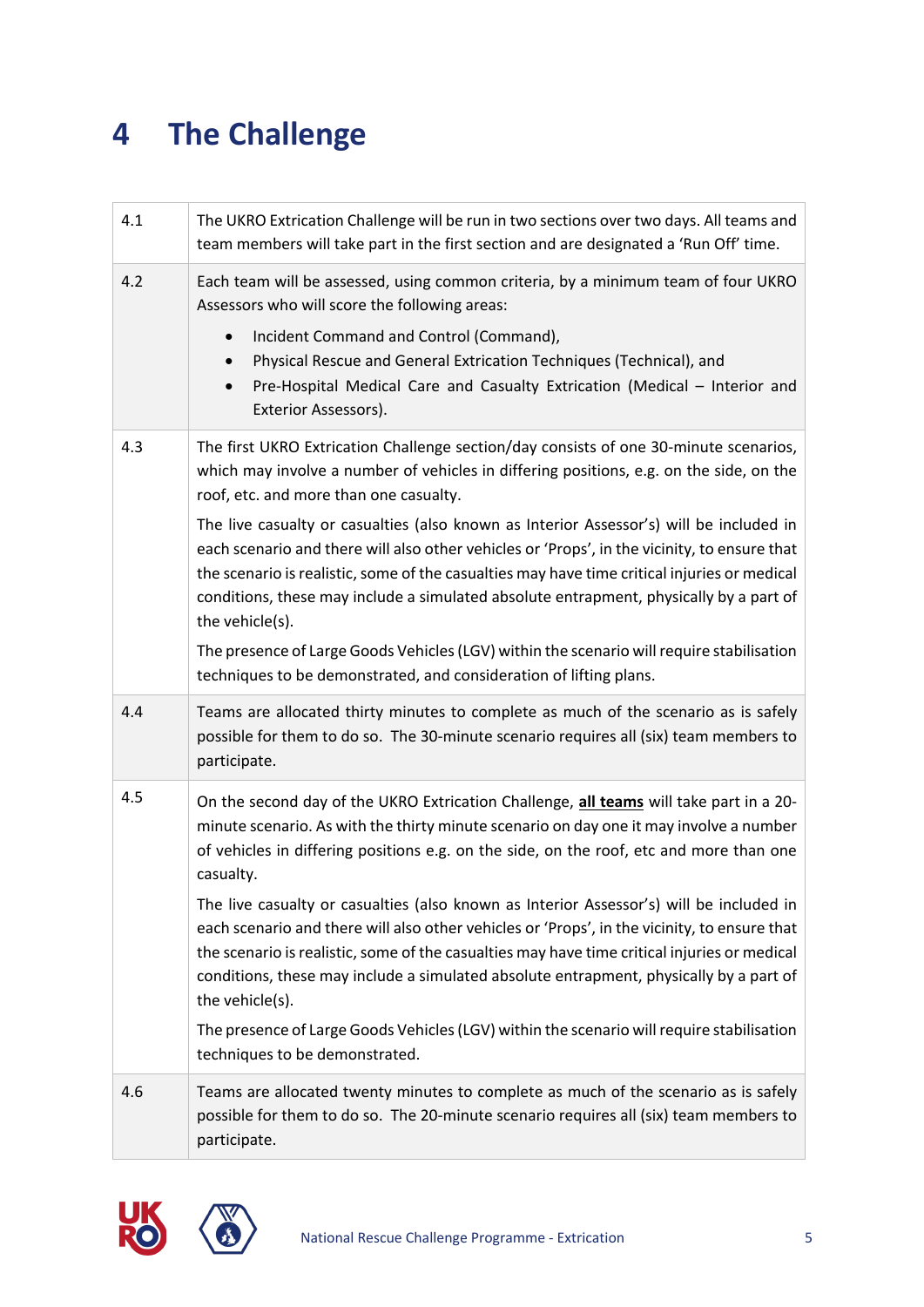# 4 The Challenge

| | |
|---|---|
| 4.1 | The UKRO Extrication Challenge will be run in two sections over two days. All teams and team members will take part in the first section and are designated a 'Run Off' time. |
| 4.2 | Each team will be assessed, using common criteria, by a minimum team of four UKRO Assessors who will score the following areas:<br>• Incident Command and Control (Command),<br>• Physical Rescue and General Extrication Techniques (Technical), and<br>• Pre-Hospital Medical Care and Casualty Extrication (Medical – Interior and Exterior Assessors). |
| 4.3 | The first UKRO Extrication Challenge section/day consists of one 30-minute scenarios, which may involve a number of vehicles in differing positions, e.g. on the side, on the roof, etc. and more than one casualty.<br><br>The live casualty or casualties (also known as Interior Assessor's) will be included in each scenario and there will also other vehicles or 'Props', in the vicinity, to ensure that the scenario is realistic, some of the casualties may have time critical injuries or medical conditions, these may include a simulated absolute entrapment, physically by a part of the vehicle(s).<br><br>The presence of Large Goods Vehicles (LGV) within the scenario will require stabilisation techniques to be demonstrated, and consideration of lifting plans. |
| 4.4 | Teams are allocated thirty minutes to complete as much of the scenario as is safely possible for them to do so. The 30-minute scenario requires all (six) team members to participate. |
| 4.5 | On the second day of the UKRO Extrication Challenge, **<u>all teams</u>** will take part in a 20-minute scenario. As with the thirty minute scenario on day one it may involve a number of vehicles in differing positions e.g. on the side, on the roof, etc and more than one casualty.<br><br>The live casualty or casualties (also known as Interior Assessor's) will be included in each scenario and there will also other vehicles or 'Props', in the vicinity, to ensure that the scenario is realistic, some of the casualties may have time critical injuries or medical conditions, these may include a simulated absolute entrapment, physically by a part of the vehicle(s).<br><br>The presence of Large Goods Vehicles (LGV) within the scenario will require stabilisation techniques to be demonstrated. |
| 4.6 | Teams are allocated twenty minutes to complete as much of the scenario as is safely possible for them to do so. The 20-minute scenario requires all (six) team members to participate. |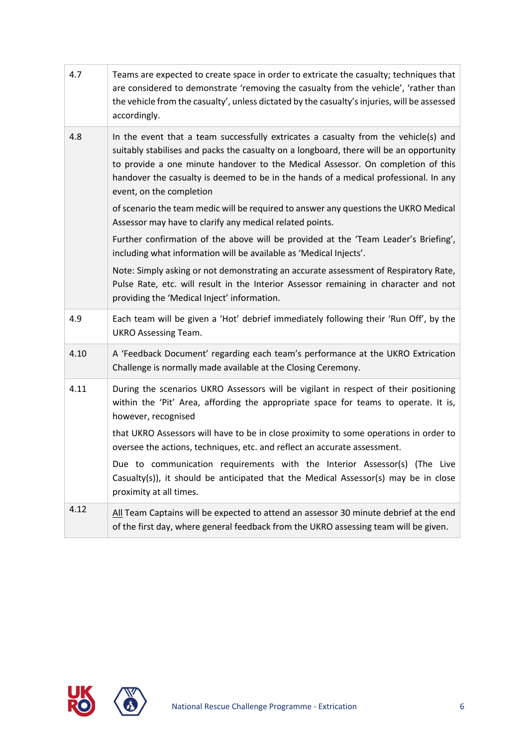| | |
|---|---|
| 4.7 | Teams are expected to create space in order to extricate the casualty; techniques that are considered to demonstrate 'removing the casualty from the vehicle', 'rather than the vehicle from the casualty', unless dictated by the casualty's injuries, will be assessed accordingly. |
| 4.8 | In the event that a team successfully extricates a casualty from the vehicle(s) and suitably stabilises and packs the casualty on a longboard, there will be an opportunity to provide a one minute handover to the Medical Assessor. On completion of this handover the casualty is deemed to be in the hands of a medical professional. In any event, on the completion of scenario the team medic will be required to answer any questions the UKRO Medical Assessor may have to clarify any medical related points.<br><br>Further confirmation of the above will be provided at the 'Team Leader's Briefing', including what information will be available as 'Medical Injects'.<br><br>Note: Simply asking or not demonstrating an accurate assessment of Respiratory Rate, Pulse Rate, etc. will result in the Interior Assessor remaining in character and not providing the 'Medical Inject' information. |
| 4.9 | Each team will be given a 'Hot' debrief immediately following their 'Run Off', by the UKRO Assessing Team. |
| 4.10 | A 'Feedback Document' regarding each team's performance at the UKRO Extrication Challenge is normally made available at the Closing Ceremony. |
| 4.11 | During the scenarios UKRO Assessors will be vigilant in respect of their positioning within the 'Pit' Area, affording the appropriate space for teams to operate. It is, however, recognised that UKRO Assessors will have to be in close proximity to some operations in order to oversee the actions, techniques, etc. and reflect an accurate assessment.<br><br>Due to communication requirements with the Interior Assessor(s) (The Live Casualty(s)), it should be anticipated that the Medical Assessor(s) may be in close proximity at all times. |
| 4.12 | All Team Captains will be expected to attend an assessor 30 minute debrief at the end of the first day, where general feedback from the UKRO assessing team will be given. |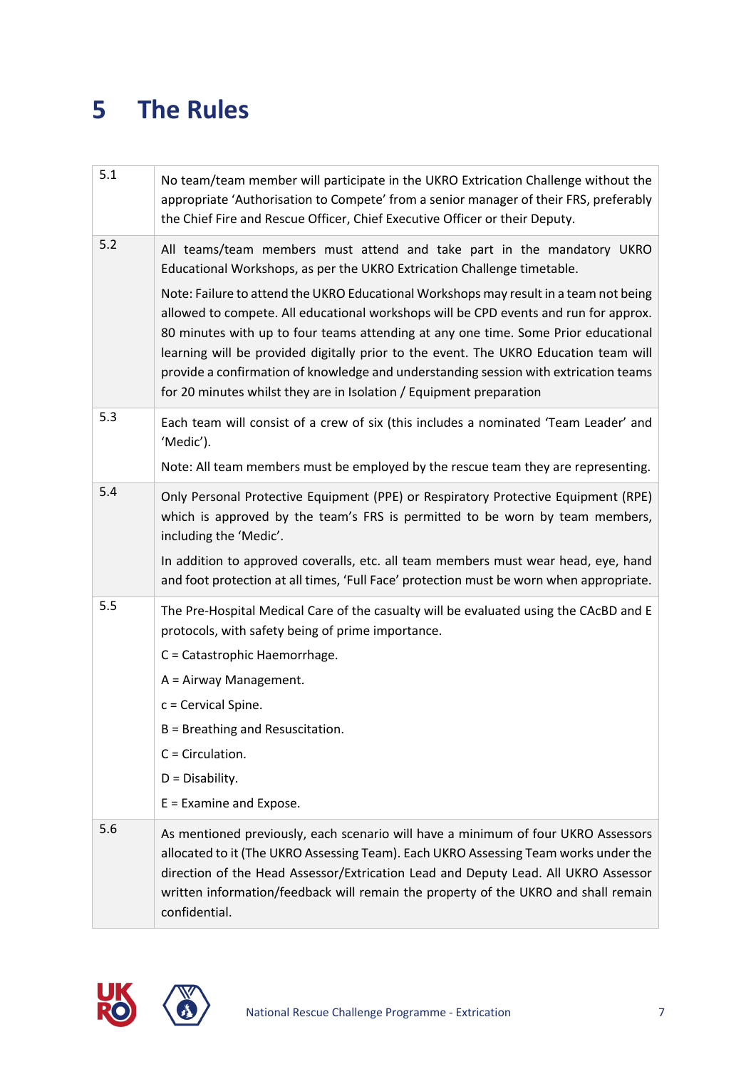# 5 The Rules

| | |
|---|---|
| 5.1 | No team/team member will participate in the UKRO Extrication Challenge without the appropriate 'Authorisation to Compete' from a senior manager of their FRS, preferably the Chief Fire and Rescue Officer, Chief Executive Officer or their Deputy. |
| 5.2 | All teams/team members must attend and take part in the mandatory UKRO Educational Workshops, as per the UKRO Extrication Challenge timetable.<br><br>Note: Failure to attend the UKRO Educational Workshops may result in a team not being allowed to compete. All educational workshops will be CPD events and run for approx. 80 minutes with up to four teams attending at any one time. Some Prior educational learning will be provided digitally prior to the event. The UKRO Education team will provide a confirmation of knowledge and understanding session with extrication teams for 20 minutes whilst they are in Isolation / Equipment preparation |
| 5.3 | Each team will consist of a crew of six (this includes a nominated 'Team Leader' and 'Medic').<br><br>Note: All team members must be employed by the rescue team they are representing. |
| 5.4 | Only Personal Protective Equipment (PPE) or Respiratory Protective Equipment (RPE) which is approved by the team's FRS is permitted to be worn by team members, including the 'Medic'.<br><br>In addition to approved coveralls, etc. all team members must wear head, eye, hand and foot protection at all times, 'Full Face' protection must be worn when appropriate. |
| 5.5 | The Pre-Hospital Medical Care of the casualty will be evaluated using the CAcBD and E protocols, with safety being of prime importance.<br><br>C = Catastrophic Haemorrhage.<br><br>A = Airway Management.<br><br>c = Cervical Spine.<br><br>B = Breathing and Resuscitation.<br><br>C = Circulation.<br><br>D = Disability.<br><br>E = Examine and Expose. |
| 5.6 | As mentioned previously, each scenario will have a minimum of four UKRO Assessors allocated to it (The UKRO Assessing Team). Each UKRO Assessing Team works under the direction of the Head Assessor/Extrication Lead and Deputy Lead. All UKRO Assessor written information/feedback will remain the property of the UKRO and shall remain confidential. |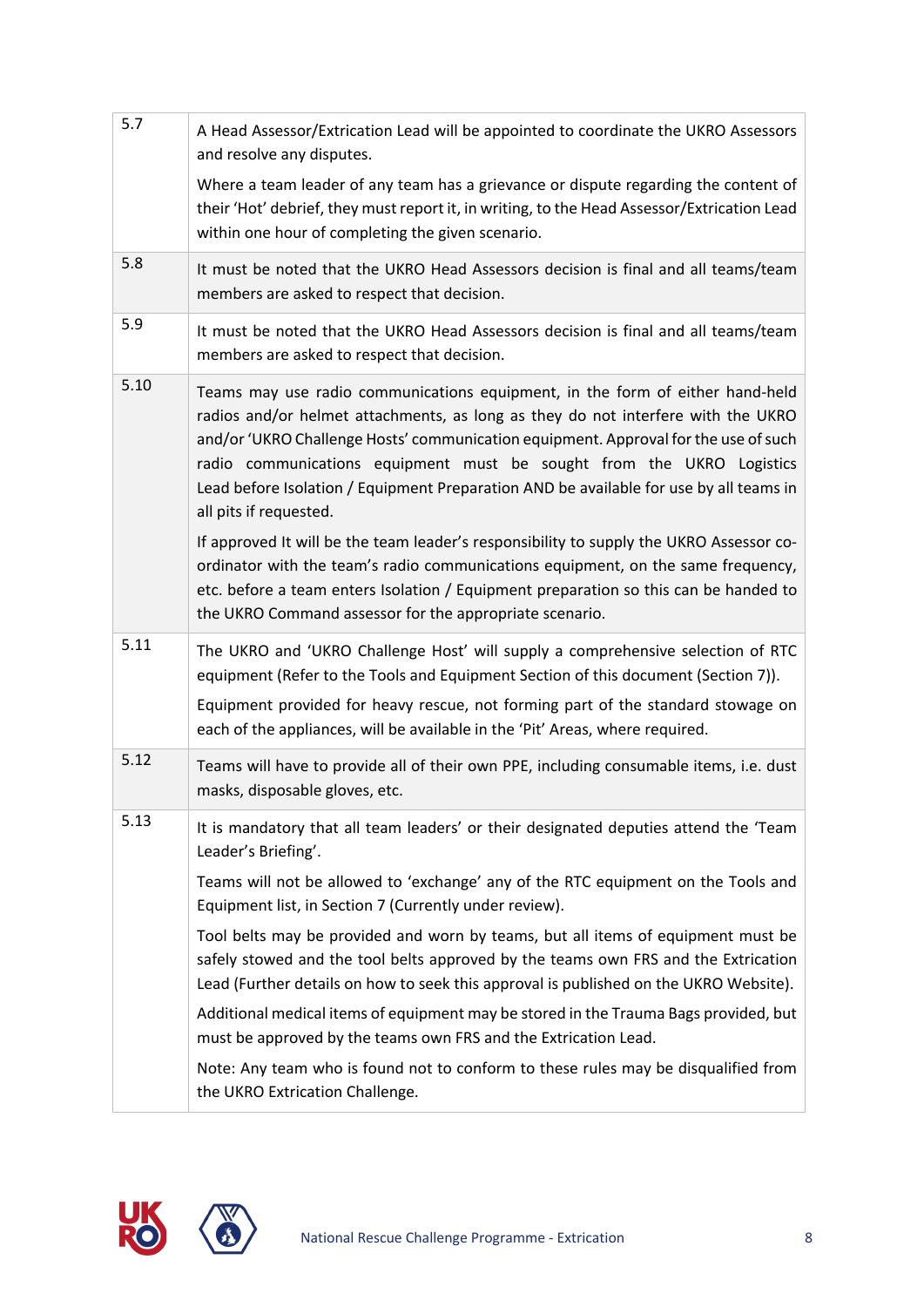| | |
|---|---|
| 5.7 | A Head Assessor/Extrication Lead will be appointed to coordinate the UKRO Assessors and resolve any disputes.<br><br>Where a team leader of any team has a grievance or dispute regarding the content of their 'Hot' debrief, they must report it, in writing, to the Head Assessor/Extrication Lead within one hour of completing the given scenario. |
| 5.8 | It must be noted that the UKRO Head Assessors decision is final and all teams/team members are asked to respect that decision. |
| 5.9 | It must be noted that the UKRO Head Assessors decision is final and all teams/team members are asked to respect that decision. |
| 5.10 | Teams may use radio communications equipment, in the form of either hand-held radios and/or helmet attachments, as long as they do not interfere with the UKRO and/or 'UKRO Challenge Hosts' communication equipment. Approval for the use of such radio communications equipment must be sought from the UKRO Logistics Lead before Isolation / Equipment Preparation AND be available for use by all teams in all pits if requested.<br><br>If approved It will be the team leader's responsibility to supply the UKRO Assessor co-ordinator with the team's radio communications equipment, on the same frequency, etc. before a team enters Isolation / Equipment preparation so this can be handed to the UKRO Command assessor for the appropriate scenario. |
| 5.11 | The UKRO and 'UKRO Challenge Host' will supply a comprehensive selection of RTC equipment (Refer to the Tools and Equipment Section of this document (Section 7)).<br><br>Equipment provided for heavy rescue, not forming part of the standard stowage on each of the appliances, will be available in the 'Pit' Areas, where required. |
| 5.12 | Teams will have to provide all of their own PPE, including consumable items, i.e. dust masks, disposable gloves, etc. |
| 5.13 | It is mandatory that all team leaders' or their designated deputies attend the 'Team Leader's Briefing'.<br><br>Teams will not be allowed to 'exchange' any of the RTC equipment on the Tools and Equipment list, in Section 7 (Currently under review).<br><br>Tool belts may be provided and worn by teams, but all items of equipment must be safely stowed and the tool belts approved by the teams own FRS and the Extrication Lead (Further details on how to seek this approval is published on the UKRO Website).<br><br>Additional medical items of equipment may be stored in the Trauma Bags provided, but must be approved by the teams own FRS and the Extrication Lead.<br><br>Note: Any team who is found not to conform to these rules may be disqualified from the UKRO Extrication Challenge. |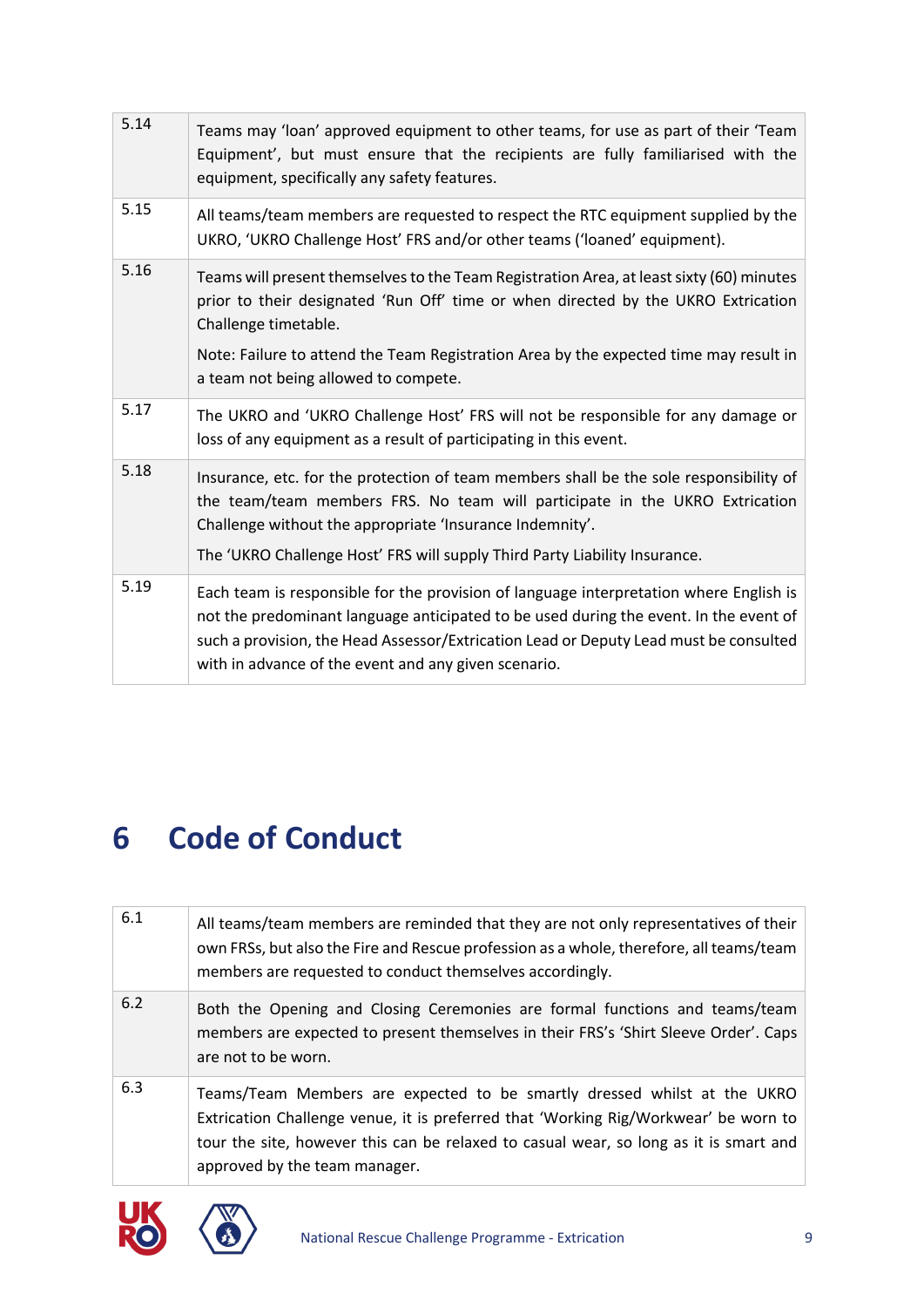| | |
|---|---|
| 5.14 | Teams may 'loan' approved equipment to other teams, for use as part of their 'Team Equipment', but must ensure that the recipients are fully familiarised with the equipment, specifically any safety features. |
| 5.15 | All teams/team members are requested to respect the RTC equipment supplied by the UKRO, 'UKRO Challenge Host' FRS and/or other teams ('loaned' equipment). |
| 5.16 | Teams will present themselves to the Team Registration Area, at least sixty (60) minutes prior to their designated 'Run Off' time or when directed by the UKRO Extrication Challenge timetable.<br><br>Note: Failure to attend the Team Registration Area by the expected time may result in a team not being allowed to compete. |
| 5.17 | The UKRO and 'UKRO Challenge Host' FRS will not be responsible for any damage or loss of any equipment as a result of participating in this event. |
| 5.18 | Insurance, etc. for the protection of team members shall be the sole responsibility of the team/team members FRS. No team will participate in the UKRO Extrication Challenge without the appropriate 'Insurance Indemnity'.<br><br>The 'UKRO Challenge Host' FRS will supply Third Party Liability Insurance. |
| 5.19 | Each team is responsible for the provision of language interpretation where English is not the predominant language anticipated to be used during the event. In the event of such a provision, the Head Assessor/Extrication Lead or Deputy Lead must be consulted with in advance of the event and any given scenario. |

# 6 Code of Conduct

| | |
|---|---|
| 6.1 | All teams/team members are reminded that they are not only representatives of their own FRSs, but also the Fire and Rescue profession as a whole, therefore, all teams/team members are requested to conduct themselves accordingly. |
| 6.2 | Both the Opening and Closing Ceremonies are formal functions and teams/team members are expected to present themselves in their FRS's 'Shirt Sleeve Order'. Caps are not to be worn. |
| 6.3 | Teams/Team Members are expected to be smartly dressed whilst at the UKRO Extrication Challenge venue, it is preferred that 'Working Rig/Workwear' be worn to tour the site, however this can be relaxed to casual wear, so long as it is smart and approved by the team manager. |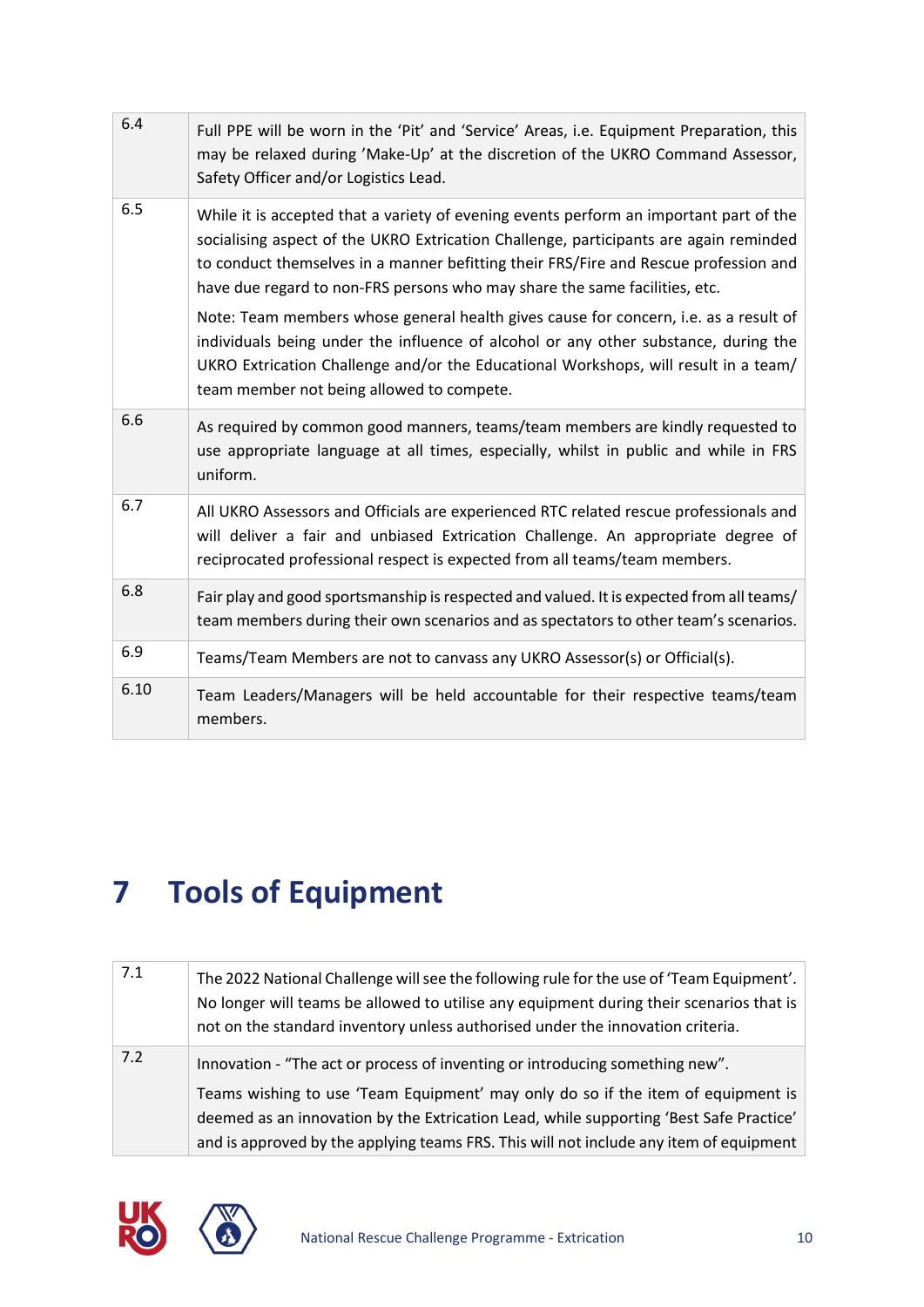| | |
|---|---|
| 6.4 | Full PPE will be worn in the 'Pit' and 'Service' Areas, i.e. Equipment Preparation, this may be relaxed during 'Make-Up' at the discretion of the UKRO Command Assessor, Safety Officer and/or Logistics Lead. |
| 6.5 | While it is accepted that a variety of evening events perform an important part of the socialising aspect of the UKRO Extrication Challenge, participants are again reminded to conduct themselves in a manner befitting their FRS/Fire and Rescue profession and have due regard to non-FRS persons who may share the same facilities, etc.<br><br>Note: Team members whose general health gives cause for concern, i.e. as a result of individuals being under the influence of alcohol or any other substance, during the UKRO Extrication Challenge and/or the Educational Workshops, will result in a team/ team member not being allowed to compete. |
| 6.6 | As required by common good manners, teams/team members are kindly requested to use appropriate language at all times, especially, whilst in public and while in FRS uniform. |
| 6.7 | All UKRO Assessors and Officials are experienced RTC related rescue professionals and will deliver a fair and unbiased Extrication Challenge. An appropriate degree of reciprocated professional respect is expected from all teams/team members. |
| 6.8 | Fair play and good sportsmanship is respected and valued. It is expected from all teams/ team members during their own scenarios and as spectators to other team's scenarios. |
| 6.9 | Teams/Team Members are not to canvass any UKRO Assessor(s) or Official(s). |
| 6.10 | Team Leaders/Managers will be held accountable for their respective teams/team members. |

# 7 Tools of Equipment

| | |
|---|---|
| 7.1 | The 2022 National Challenge will see the following rule for the use of 'Team Equipment'. No longer will teams be allowed to utilise any equipment during their scenarios that is not on the standard inventory unless authorised under the innovation criteria. |
| 7.2 | Innovation - "The act or process of inventing or introducing something new".<br><br>Teams wishing to use 'Team Equipment' may only do so if the item of equipment is deemed as an innovation by the Extrication Lead, while supporting 'Best Safe Practice' and is approved by the applying teams FRS. This will not include any item of equipment |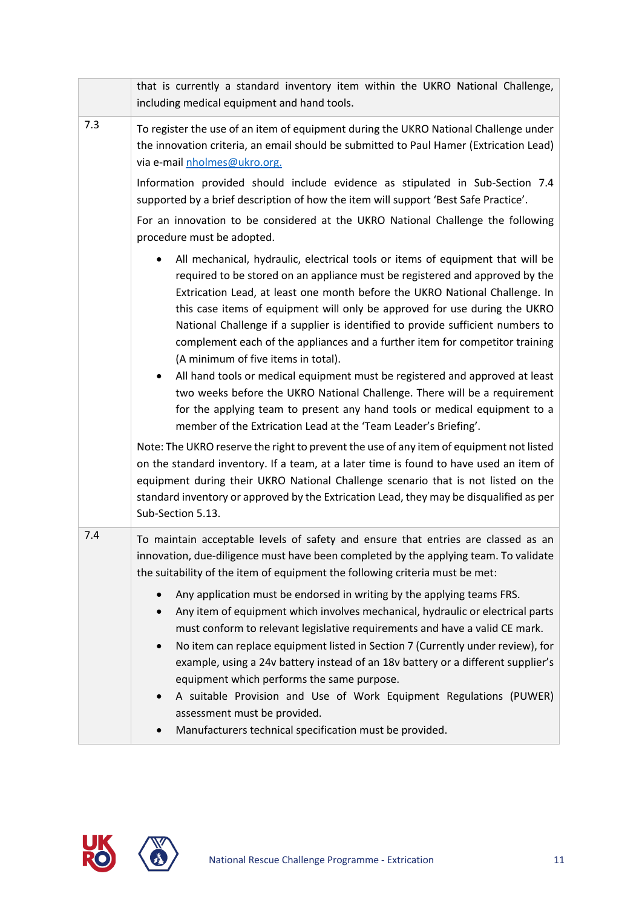| | |
|---|---|
| | that is currently a standard inventory item within the UKRO National Challenge, including medical equipment and hand tools. |
| 7.3 | To register the use of an item of equipment during the UKRO National Challenge under the innovation criteria, an email should be submitted to Paul Hamer (Extrication Lead) via e-mail [nholmes@ukro.org.](mailto:nholmes@ukro.org)<br><br>Information provided should include evidence as stipulated in Sub-Section 7.4 supported by a brief description of how the item will support 'Best Safe Practice'.<br><br>For an innovation to be considered at the UKRO National Challenge the following procedure must be adopted.<br><br>• All mechanical, hydraulic, electrical tools or items of equipment that will be required to be stored on an appliance must be registered and approved by the Extrication Lead, at least one month before the UKRO National Challenge. In this case items of equipment will only be approved for use during the UKRO National Challenge if a supplier is identified to provide sufficient numbers to complement each of the appliances and a further item for competitor training (A minimum of five items in total).<br>• All hand tools or medical equipment must be registered and approved at least two weeks before the UKRO National Challenge. There will be a requirement for the applying team to present any hand tools or medical equipment to a member of the Extrication Lead at the 'Team Leader's Briefing'.<br><br>Note: The UKRO reserve the right to prevent the use of any item of equipment not listed on the standard inventory. If a team, at a later time is found to have used an item of equipment during their UKRO National Challenge scenario that is not listed on the standard inventory or approved by the Extrication Lead, they may be disqualified as per Sub-Section 5.13. |
| 7.4 | To maintain acceptable levels of safety and ensure that entries are classed as an innovation, due-diligence must have been completed by the applying team. To validate the suitability of the item of equipment the following criteria must be met:<br><br>• Any application must be endorsed in writing by the applying teams FRS.<br>• Any item of equipment which involves mechanical, hydraulic or electrical parts must conform to relevant legislative requirements and have a valid CE mark.<br>• No item can replace equipment listed in Section 7 (Currently under review), for example, using a 24v battery instead of an 18v battery or a different supplier's equipment which performs the same purpose.<br>• A suitable Provision and Use of Work Equipment Regulations (PUWER) assessment must be provided.<br>• Manufacturers technical specification must be provided. |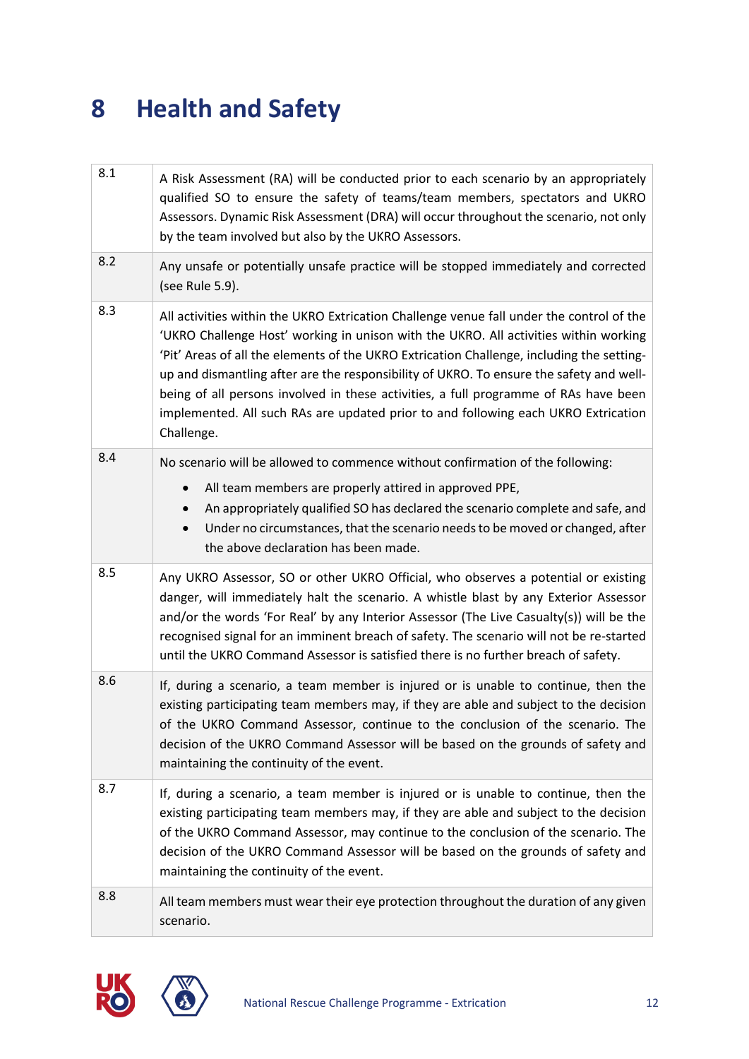# 8 Health and Safety

| | |
|---|---|
| 8.1 | A Risk Assessment (RA) will be conducted prior to each scenario by an appropriately qualified SO to ensure the safety of teams/team members, spectators and UKRO Assessors. Dynamic Risk Assessment (DRA) will occur throughout the scenario, not only by the team involved but also by the UKRO Assessors. |
| 8.2 | Any unsafe or potentially unsafe practice will be stopped immediately and corrected (see Rule 5.9). |
| 8.3 | All activities within the UKRO Extrication Challenge venue fall under the control of the 'UKRO Challenge Host' working in unison with the UKRO. All activities within working 'Pit' Areas of all the elements of the UKRO Extrication Challenge, including the setting-up and dismantling after are the responsibility of UKRO. To ensure the safety and well-being of all persons involved in these activities, a full programme of RAs have been implemented. All such RAs are updated prior to and following each UKRO Extrication Challenge. |
| 8.4 | No scenario will be allowed to commence without confirmation of the following:<br>• All team members are properly attired in approved PPE,<br>• An appropriately qualified SO has declared the scenario complete and safe, and<br>• Under no circumstances, that the scenario needs to be moved or changed, after the above declaration has been made. |
| 8.5 | Any UKRO Assessor, SO or other UKRO Official, who observes a potential or existing danger, will immediately halt the scenario. A whistle blast by any Exterior Assessor and/or the words 'For Real' by any Interior Assessor (The Live Casualty(s)) will be the recognised signal for an imminent breach of safety. The scenario will not be re-started until the UKRO Command Assessor is satisfied there is no further breach of safety. |
| 8.6 | If, during a scenario, a team member is injured or is unable to continue, then the existing participating team members may, if they are able and subject to the decision of the UKRO Command Assessor, continue to the conclusion of the scenario. The decision of the UKRO Command Assessor will be based on the grounds of safety and maintaining the continuity of the event. |
| 8.7 | If, during a scenario, a team member is injured or is unable to continue, then the existing participating team members may, if they are able and subject to the decision of the UKRO Command Assessor, may continue to the conclusion of the scenario. The decision of the UKRO Command Assessor will be based on the grounds of safety and maintaining the continuity of the event. |
| 8.8 | All team members must wear their eye protection throughout the duration of any given scenario. |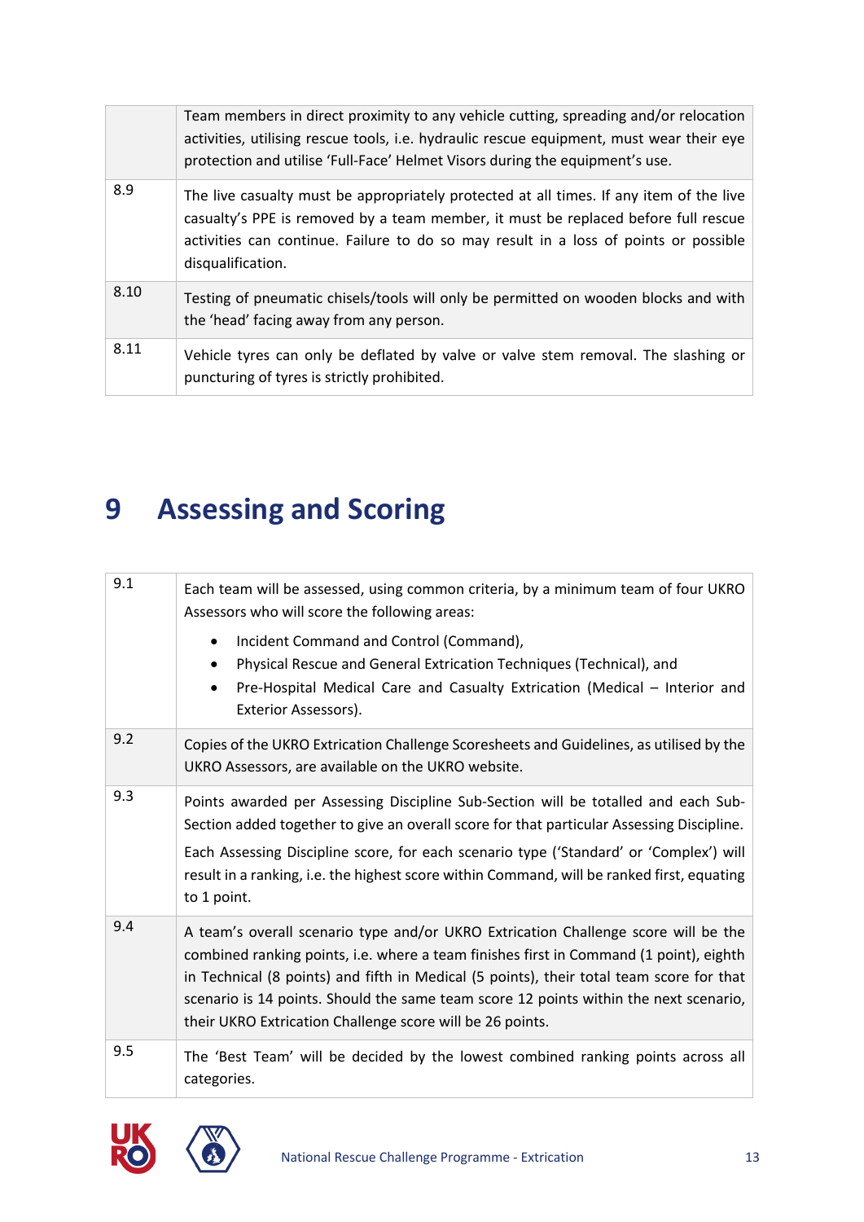| | |
|---|---|
| | Team members in direct proximity to any vehicle cutting, spreading and/or relocation activities, utilising rescue tools, i.e. hydraulic rescue equipment, must wear their eye protection and utilise 'Full-Face' Helmet Visors during the equipment's use. |
| 8.9 | The live casualty must be appropriately protected at all times. If any item of the live casualty's PPE is removed by a team member, it must be replaced before full rescue activities can continue. Failure to do so may result in a loss of points or possible disqualification. |
| 8.10 | Testing of pneumatic chisels/tools will only be permitted on wooden blocks and with the 'head' facing away from any person. |
| 8.11 | Vehicle tyres can only be deflated by valve or valve stem removal. The slashing or puncturing of tyres is strictly prohibited. |

# 9 Assessing and Scoring

| | |
|---|---|
| 9.1 | Each team will be assessed, using common criteria, by a minimum team of four UKRO Assessors who will score the following areas:<br>• Incident Command and Control (Command),<br>• Physical Rescue and General Extrication Techniques (Technical), and<br>• Pre-Hospital Medical Care and Casualty Extrication (Medical – Interior and Exterior Assessors). |
| 9.2 | Copies of the UKRO Extrication Challenge Scoresheets and Guidelines, as utilised by the UKRO Assessors, are available on the UKRO website. |
| 9.3 | Points awarded per Assessing Discipline Sub-Section will be totalled and each Sub-Section added together to give an overall score for that particular Assessing Discipline.<br>Each Assessing Discipline score, for each scenario type ('Standard' or 'Complex') will result in a ranking, i.e. the highest score within Command, will be ranked first, equating to 1 point. |
| 9.4 | A team's overall scenario type and/or UKRO Extrication Challenge score will be the combined ranking points, i.e. where a team finishes first in Command (1 point), eighth in Technical (8 points) and fifth in Medical (5 points), their total team score for that scenario is 14 points. Should the same team score 12 points within the next scenario, their UKRO Extrication Challenge score will be 26 points. |
| 9.5 | The 'Best Team' will be decided by the lowest combined ranking points across all categories. |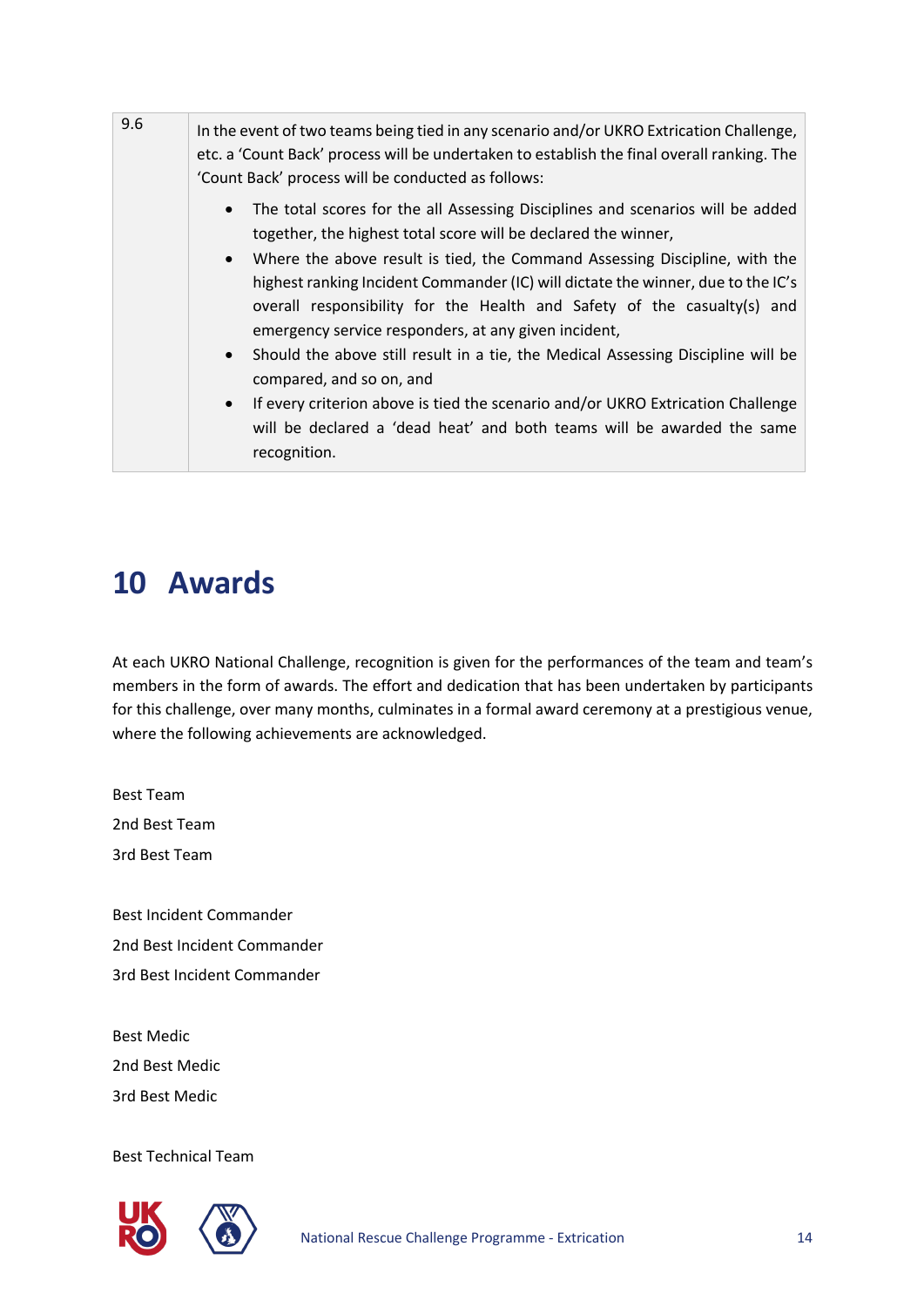| 9.6 | In the event of two teams being tied in any scenario and/or UKRO Extrication Challenge, etc. a 'Count Back' process will be undertaken to establish the final overall ranking. The 'Count Back' process will be conducted as follows:<br><br>• The total scores for the all Assessing Disciplines and scenarios will be added together, the highest total score will be declared the winner,<br>• Where the above result is tied, the Command Assessing Discipline, with the highest ranking Incident Commander (IC) will dictate the winner, due to the IC's overall responsibility for the Health and Safety of the casualty(s) and emergency service responders, at any given incident,<br>• Should the above still result in a tie, the Medical Assessing Discipline will be compared, and so on, and<br>• If every criterion above is tied the scenario and/or UKRO Extrication Challenge will be declared a 'dead heat' and both teams will be awarded the same recognition. |
|---|---|

# 10 Awards

At each UKRO National Challenge, recognition is given for the performances of the team and team's members in the form of awards. The effort and dedication that has been undertaken by participants for this challenge, over many months, culminates in a formal award ceremony at a prestigious venue, where the following achievements are acknowledged.

Best Team
2nd Best Team
3rd Best Team

Best Incident Commander
2nd Best Incident Commander
3rd Best Incident Commander

Best Medic
2nd Best Medic
3rd Best Medic

Best Technical Team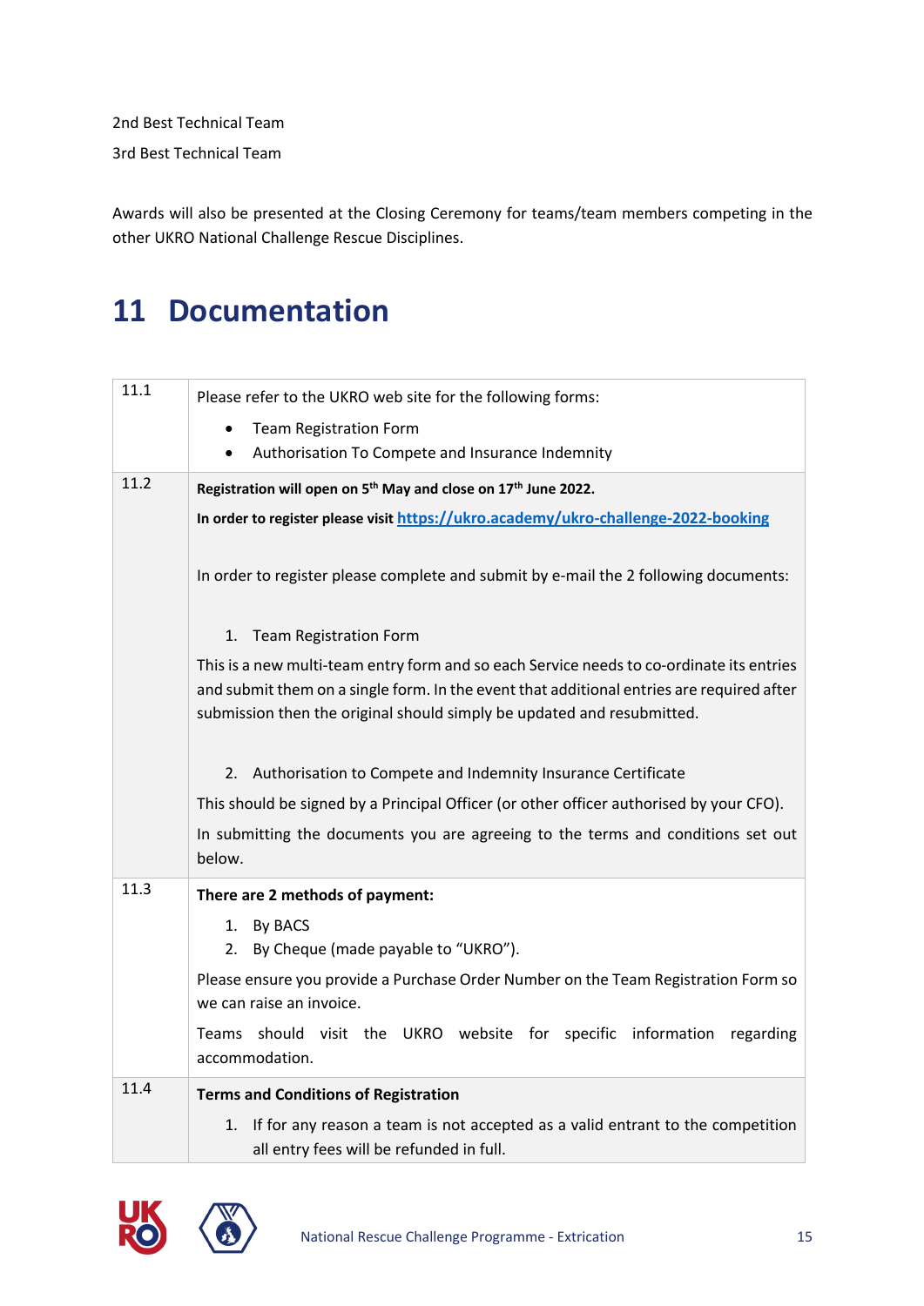2nd Best Technical Team

3rd Best Technical Team

Awards will also be presented at the Closing Ceremony for teams/team members competing in the other UKRO National Challenge Rescue Disciplines.

# 11 Documentation

| | |
|---|---|
| 11.1 | Please refer to the UKRO web site for the following forms:<br>• Team Registration Form<br>• Authorisation To Compete and Insurance Indemnity |
| 11.2 | **Registration will open on 5th May and close on 17th June 2022.**<br>**In order to register please visit [https://ukro.academy/ukro-challenge-2022-booking](https://ukro.academy/ukro-challenge-2022-booking)**<br><br>In order to register please complete and submit by e-mail the 2 following documents:<br><br>1. Team Registration Form<br>This is a new multi-team entry form and so each Service needs to co-ordinate its entries and submit them on a single form. In the event that additional entries are required after submission then the original should simply be updated and resubmitted.<br><br>2. Authorisation to Compete and Indemnity Insurance Certificate<br>This should be signed by a Principal Officer (or other officer authorised by your CFO).<br>In submitting the documents you are agreeing to the terms and conditions set out below. |
| 11.3 | **There are 2 methods of payment:**<br>1. By BACS<br>2. By Cheque (made payable to "UKRO").<br>Please ensure you provide a Purchase Order Number on the Team Registration Form so we can raise an invoice.<br>Teams should visit the UKRO website for specific information regarding accommodation. |
| 11.4 | **Terms and Conditions of Registration**<br>1. If for any reason a team is not accepted as a valid entrant to the competition all entry fees will be refunded in full. |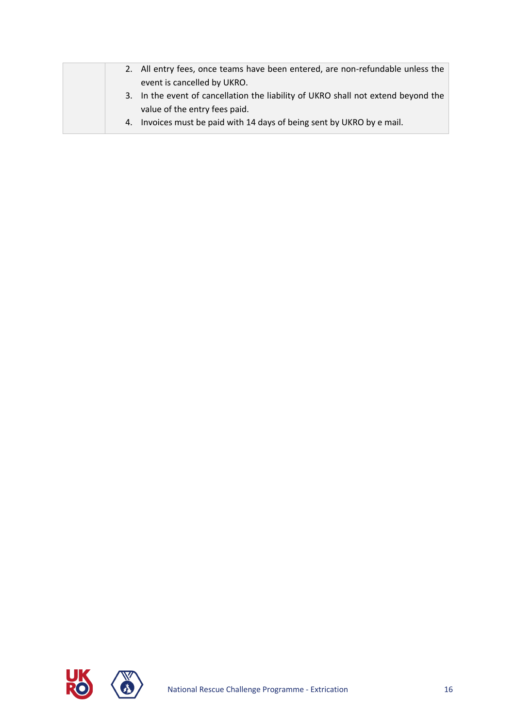| | |
|---|---|
| | 2. All entry fees, once teams have been entered, are non-refundable unless the event is cancelled by UKRO.<br>3. In the event of cancellation the liability of UKRO shall not extend beyond the value of the entry fees paid.<br>4. Invoices must be paid with 14 days of being sent by UKRO by e mail. |